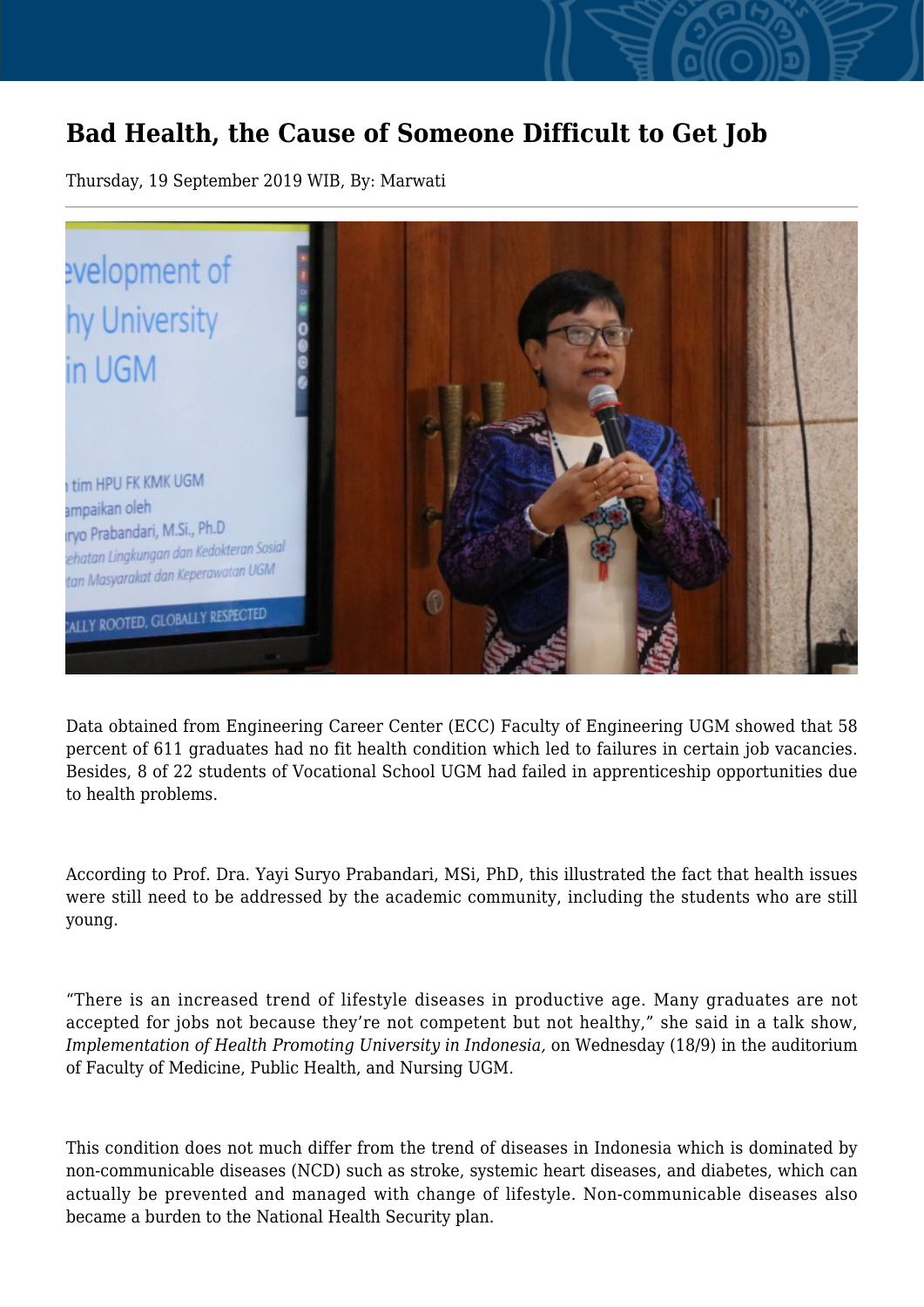# Bad Health, the Cause of Someone Difficult to Get Job

Thursday, 19 September 2019 WIB, By: Marwati

Data obtained from Engineering Career Center (ECC) Faculty of Engineering UGM showed that 58 percent of 611 graduates had no fit health condition which led to failures in certain job vacancies. Besides, 8 of 22 students of Vocational School UGM had failed in apprenticeship opportunities due to health problems.

According to Prof. Dra. Yayi Suryo Prabandari, MSi, PhD, this illustrated the fact that health issues were still need to be addressed by the academic community, including the students who are still young.

“There is an increased trend of lifestyle diseases in productive age. Many graduates are not accepted for jobs not because they’re not competent but not healthy,” she said in a talk show, *Implementation of Health Promoting University in Indonesia,* on Wednesday (18/9) in the auditorium of Faculty of Medicine, Public Health, and Nursing UGM.

This condition does not much differ from the trend of diseases in Indonesia which is dominated by non-communicable diseases (NCD) such as stroke, systemic heart diseases, and diabetes, which can actually be prevented and managed with change of lifestyle. Non-communicable diseases also became a burden to the National Health Security plan.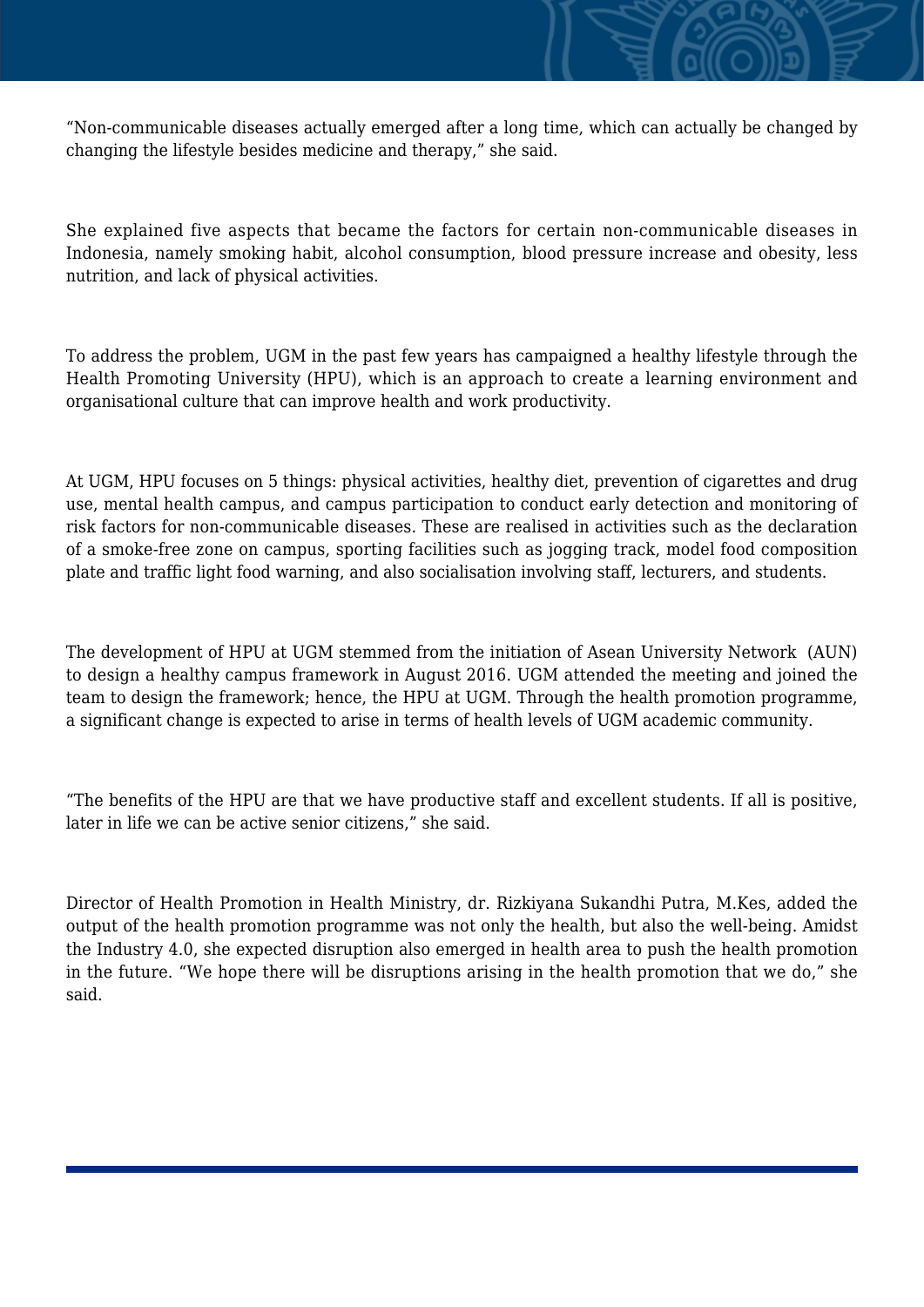“Non-communicable diseases actually emerged after a long time, which can actually be changed by changing the lifestyle besides medicine and therapy,” she said.

She explained five aspects that became the factors for certain non-communicable diseases in Indonesia, namely smoking habit, alcohol consumption, blood pressure increase and obesity, less nutrition, and lack of physical activities.

To address the problem, UGM in the past few years has campaigned a healthy lifestyle through the Health Promoting University (HPU), which is an approach to create a learning environment and organisational culture that can improve health and work productivity.

At UGM, HPU focuses on 5 things: physical activities, healthy diet, prevention of cigarettes and drug use, mental health campus, and campus participation to conduct early detection and monitoring of risk factors for non-communicable diseases. These are realised in activities such as the declaration of a smoke-free zone on campus, sporting facilities such as jogging track, model food composition plate and traffic light food warning, and also socialisation involving staff, lecturers, and students.

The development of HPU at UGM stemmed from the initiation of Asean University Network (AUN) to design a healthy campus framework in August 2016. UGM attended the meeting and joined the team to design the framework; hence, the HPU at UGM. Through the health promotion programme, a significant change is expected to arise in terms of health levels of UGM academic community.

“The benefits of the HPU are that we have productive staff and excellent students. If all is positive, later in life we can be active senior citizens,” she said.

Director of Health Promotion in Health Ministry, dr. Rizkiyana Sukandhi Putra, M.Kes, added the output of the health promotion programme was not only the health, but also the well-being. Amidst the Industry 4.0, she expected disruption also emerged in health area to push the health promotion in the future. “We hope there will be disruptions arising in the health promotion that we do,” she said.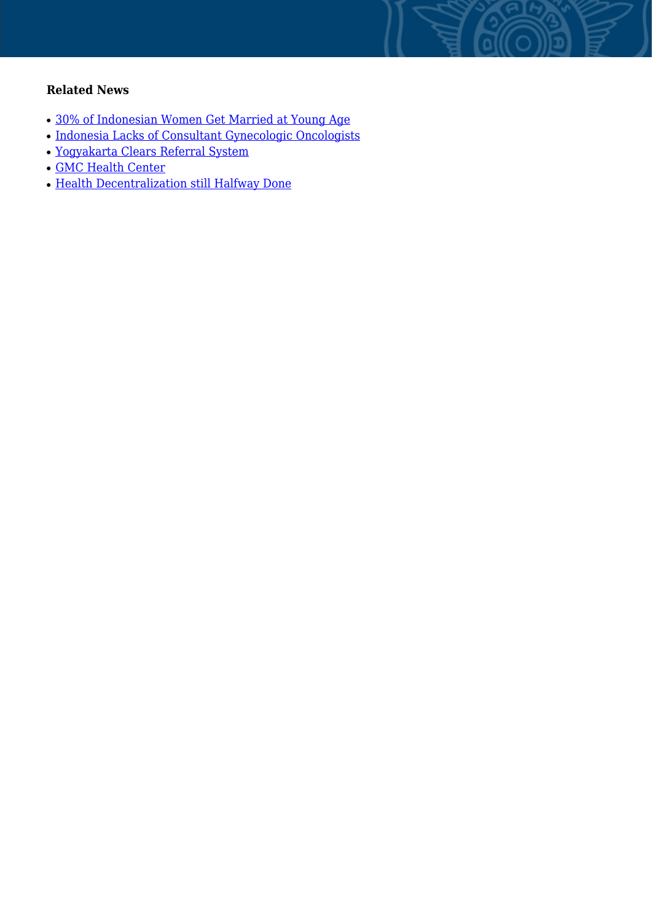### Related News

- 30% of Indonesian Women Get Married at Young Age
- Indonesia Lacks of Consultant Gynecologic Oncologists
- Yogyakarta Clears Referral System
- GMC Health Center
- Health Decentralization still Halfway Done